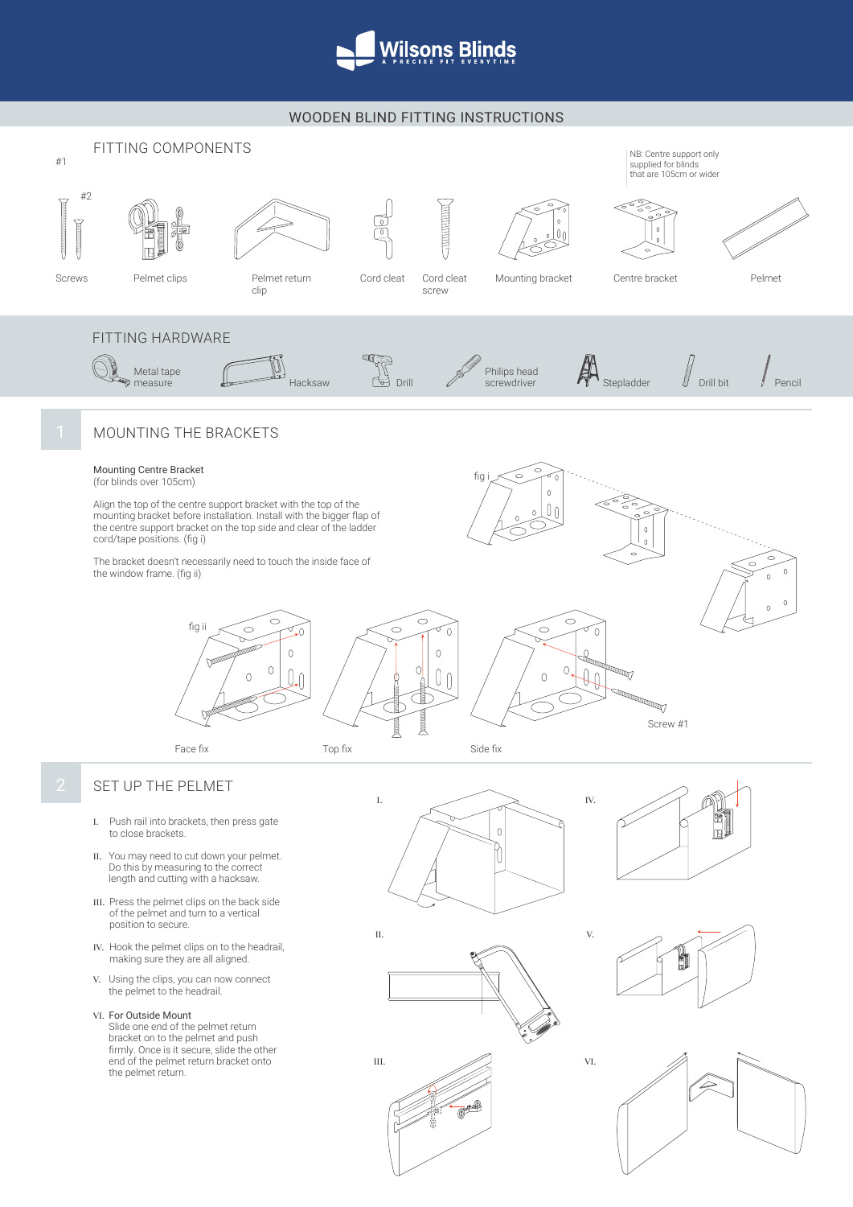# Wilsons Blinds

A PRECISE FIT EVERYTIME

## WOODEN BLIND FITTING INSTRUCTIONS

## FITTING COMPONENTS

NB: Centre support only supplied for blinds that are 105cm or wider

- #1, #2 Screws
- Pelmet clips
- Pelmet return clip
- Cord cleat
- Cord cleat screw
- Mounting bracket
- Centre bracket
- Pelmet

## FITTING HARDWARE

- Metal tape measure
- Hacksaw
- Drill
- Philips head screwdriver
- Stepladder
- Drill bit
- Pencil

## 1 MOUNTING THE BRACKETS

**Mounting Centre Bracket**
(for blinds over 105cm)

Align the top of the centre support bracket with the top of the mounting bracket before installation. Install with the bigger flap of the centre support bracket on the top side and clear of the ladder cord/tape positions. (fig i)

The bracket doesn't necessarily need to touch the inside face of the window frame. (fig ii)

fig i

fig ii

Face fix

Top fix

Side fix

Screw #1

## 2 SET UP THE PELMET

I. Push rail into brackets, then press gate to close brackets.

II. You may need to cut down your pelmet. Do this by measuring to the correct length and cutting with a hacksaw.

III. Press the pelmet clips on the back side of the pelmet and turn to a vertical position to secure.

IV. Hook the pelmet clips on to the headrail, making sure they are all aligned.

V. Using the clips, you can now connect the pelmet to the headrail.

VI. For Outside Mount
Slide one end of the pelmet return bracket on to the pelmet and push firmly. Once is it secure, slide the other end of the pelmet return bracket onto the pelmet return.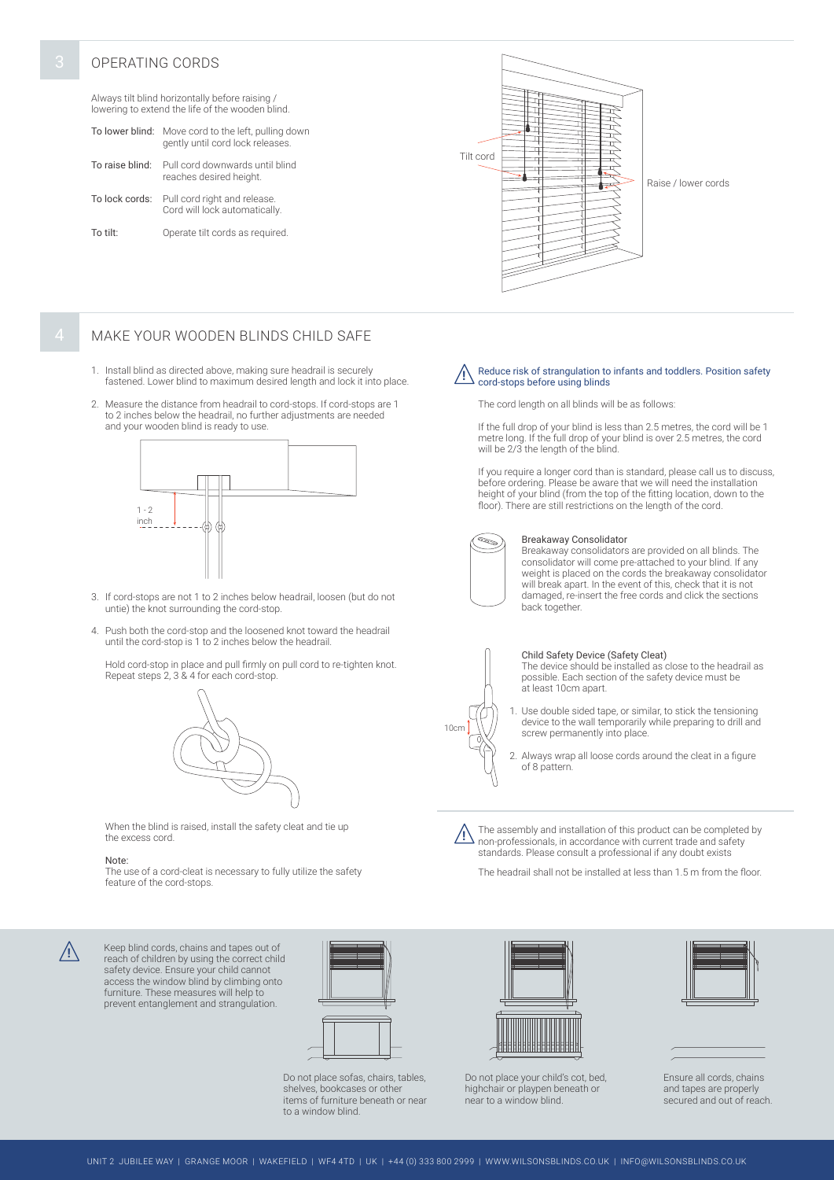## 3 OPERATING CORDS

Always tilt blind horizontally before raising / lowering to extend the life of the wooden blind.

| | |
|---|---|
| To lower blind: | Move cord to the left, pulling down gently until cord lock releases. |
| To raise blind: | Pull cord downwards until blind reaches desired height. |
| To lock cords: | Pull cord right and release. Cord will lock automatically. |
| To tilt: | Operate tilt cords as required. |

Tilt cord

Raise / lower cords

## 4 MAKE YOUR WOODEN BLINDS CHILD SAFE

1. Install blind as directed above, making sure headrail is securely fastened. Lower blind to maximum desired length and lock it into place.
2. Measure the distance from headrail to cord-stops. If cord-stops are 1 to 2 inches below the headrail, no further adjustments are needed and your wooden blind is ready to use.

1 - 2 inch

3. If cord-stops are not 1 to 2 inches below headrail, loosen (but do not untie) the knot surrounding the cord-stop.
4. Push both the cord-stop and the loosened knot toward the headrail until the cord-stop is 1 to 2 inches below the headrail.

   Hold cord-stop in place and pull firmly on pull cord to re-tighten knot. Repeat steps 2, 3 & 4 for each cord-stop.

When the blind is raised, install the safety cleat and tie up the excess cord.

Note:
The use of a cord-cleat is necessary to fully utilize the safety feature of the cord-stops.

⚠ Reduce risk of strangulation to infants and toddlers. Position safety cord-stops before using blinds

The cord length on all blinds will be as follows:

If the full drop of your blind is less than 2.5 metres, the cord will be 1 metre long. If the full drop of your blind is over 2.5 metres, the cord will be 2/3 the length of the blind.

If you require a longer cord than is standard, please call us to discuss, before ordering. Please be aware that we will need the installation height of your blind (from the top of the fitting location, down to the floor). There are still restrictions on the length of the cord.

**Breakaway Consolidator**
Breakaway consolidators are provided on all blinds. The consolidator will come pre-attached to your blind. If any weight is placed on the cords the breakaway consolidator will break apart. In the event of this, check that it is not damaged, re-insert the free cords and click the sections back together.

**Child Safety Device (Safety Cleat)**
The device should be installed as close to the headrail as possible. Each section of the safety device must be at least 10cm apart.

10cm

1. Use double sided tape, or similar, to stick the tensioning device to the wall temporarily while preparing to drill and screw permanently into place.
2. Always wrap all loose cords around the cleat in a figure of 8 pattern.

⚠ The assembly and installation of this product can be completed by non-professionals, in accordance with current trade and safety standards. Please consult a professional if any doubt exists

The headrail shall not be installed at less than 1.5 m from the floor.

⚠ Keep blind cords, chains and tapes out of reach of children by using the correct child safety device. Ensure your child cannot access the window blind by climbing onto furniture. These measures will help to prevent entanglement and strangulation.

Do not place sofas, chairs, tables, shelves, bookcases or other items of furniture beneath or near to a window blind.

Do not place your child's cot, bed, highchair or playpen beneath or near to a window blind.

Ensure all cords, chains and tapes are properly secured and out of reach.

UNIT 2 JUBILEE WAY | GRANGE MOOR | WAKEFIELD | WF4 4TD | UK | +44 (0) 333 800 2999 | WWW.WILSONSBLINDS.CO.UK | INFO@WILSONSBLINDS.CO.UK